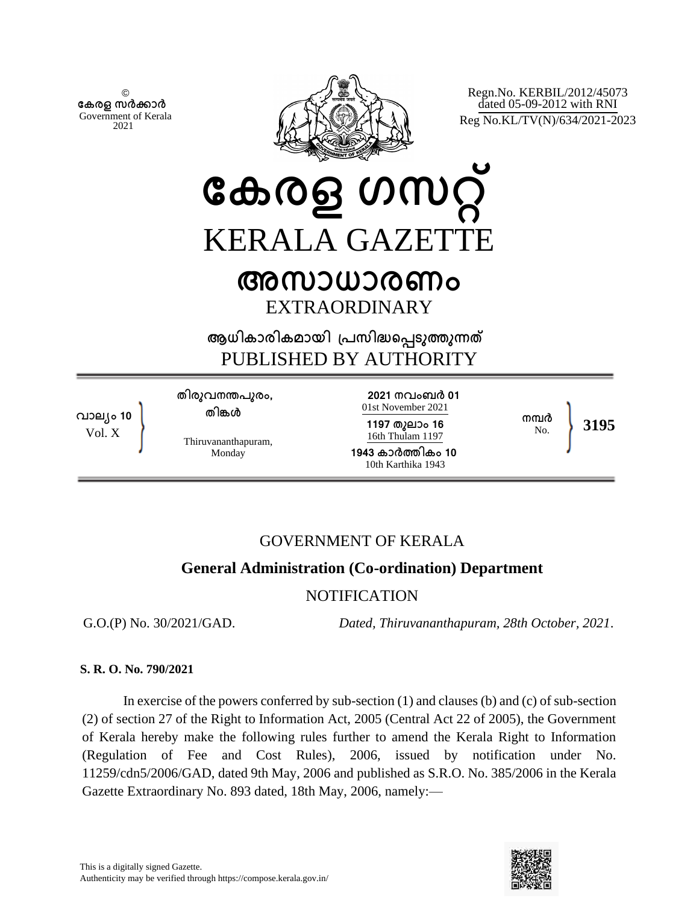©
കേരള സർക്കാർ
Government of Kerala
2021

Regn.No. KERBIL/2012/45073
dated 05-09-2012 with RNI
Reg No.KL/TV(N)/634/2021-2023

# കേരള ഗസറ്റ്
# KERALA GAZETTE

## അസാധാരണം
## EXTRAORDINARY

ആധികാരികമായി പ്രസിദ്ധപ്പെടുത്തുന്നത്
PUBLISHED BY AUTHORITY

| | | | |
|---|---|---|---|
| വാല്യം 10<br>Vol. X | തിരുവനന്തപുരം,<br>തിങ്കൾ<br>Thiruvananthapuram,<br>Monday | 2021 നവംബർ 01<br>01st November 2021<br>1197 തുലാം 16<br>16th Thulam 1197<br>1943 കാർത്തികം 10<br>10th Karthika 1943 | നമ്പർ<br>No. **3195** |

GOVERNMENT OF KERALA

**General Administration (Co-ordination) Department**

NOTIFICATION

G.O.(P) No. 30/2021/GAD. *Dated, Thiruvananthapuram, 28th October, 2021.*

**S. R. O. No. 790/2021**

In exercise of the powers conferred by sub-section (1) and clauses (b) and (c) of sub-section (2) of section 27 of the Right to Information Act, 2005 (Central Act 22 of 2005), the Government of Kerala hereby make the following rules further to amend the Kerala Right to Information (Regulation of Fee and Cost Rules), 2006, issued by notification under No. 11259/cdn5/2006/GAD, dated 9th May, 2006 and published as S.R.O. No. 385/2006 in the Kerala Gazette Extraordinary No. 893 dated, 18th May, 2006, namely:—

This is a digitally signed Gazette.
Authenticity may be verified through https://compose.kerala.gov.in/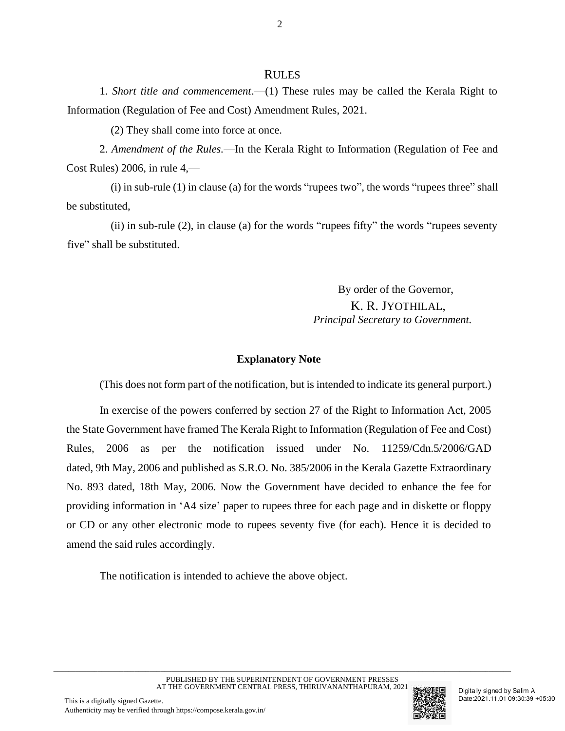## RULES

1. *Short title and commencement*.—(1) These rules may be called the Kerala Right to Information (Regulation of Fee and Cost) Amendment Rules, 2021.

(2) They shall come into force at once.

2. *Amendment of the Rules*.—In the Kerala Right to Information (Regulation of Fee and Cost Rules) 2006, in rule 4,—

(i) in sub-rule (1) in clause (a) for the words "rupees two", the words "rupees three" shall be substituted,

(ii) in sub-rule (2), in clause (a) for the words "rupees fifty" the words "rupees seventy five" shall be substituted.

By order of the Governor,

K. R. JYOTHILAL,

*Principal Secretary to Government.*

### Explanatory Note

(This does not form part of the notification, but is intended to indicate its general purport.)

In exercise of the powers conferred by section 27 of the Right to Information Act, 2005 the State Government have framed The Kerala Right to Information (Regulation of Fee and Cost) Rules, 2006 as per the notification issued under No. 11259/Cdn.5/2006/GAD dated, 9th May, 2006 and published as S.R.O. No. 385/2006 in the Kerala Gazette Extraordinary No. 893 dated, 18th May, 2006. Now the Government have decided to enhance the fee for providing information in 'A4 size' paper to rupees three for each page and in diskette or floppy or CD or any other electronic mode to rupees seventy five (for each). Hence it is decided to amend the said rules accordingly.

The notification is intended to achieve the above object.

PUBLISHED BY THE SUPERINTENDENT OF GOVERNMENT PRESSES AT THE GOVERNMENT CENTRAL PRESS, THIRUVANANTHAPURAM, 2021

This is a digitally signed Gazette.
Authenticity may be verified through https://compose.kerala.gov.in/

Digitally signed by Salim A
Date:2021.11.01 09:30:39 +05:30